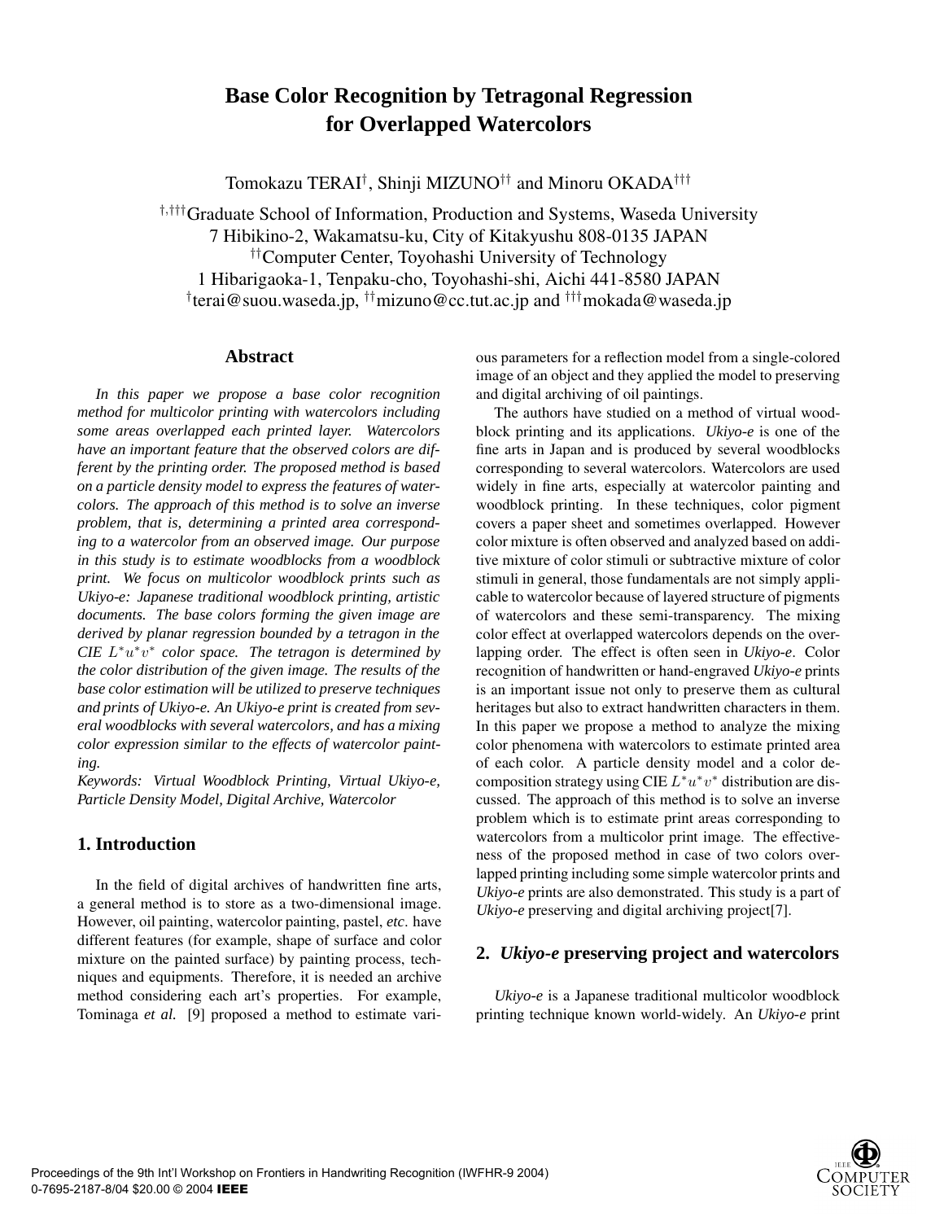# Base Color Recognition by Tetragonal Regression for Overlapped Watercolors

Tomokazu TERAI[†], Shinji MIZUNO[††] and Minoru OKADA[†††]

[†,†††]Graduate School of Information, Production and Systems, Waseda University
7 Hibikino-2, Wakamatsu-ku, City of Kitakyushu 808-0135 JAPAN
[††]Computer Center, Toyohashi University of Technology
1 Hibarigaoka-1, Tenpaku-cho, Toyohashi-shi, Aichi 441-8580 JAPAN
[†]terai@suou.waseda.jp, [††]mizuno@cc.tut.ac.jp and [†††]mokada@waseda.jp

## Abstract

*In this paper we propose a base color recognition method for multicolor printing with watercolors including some areas overlapped each printed layer. Watercolors have an important feature that the observed colors are different by the printing order. The proposed method is based on a particle density model to express the features of watercolors. The approach of this method is to solve an inverse problem, that is, determining a printed area corresponding to a watercolor from an observed image. Our purpose in this study is to estimate woodblocks from a woodblock print. We focus on multicolor woodblock prints such as Ukiyo-e: Japanese traditional woodblock printing, artistic documents. The base colors forming the given image are derived by planar regression bounded by a tetragon in the CIE $L^*u^*v^*$ color space. The tetragon is determined by the color distribution of the given image. The results of the base color estimation will be utilized to preserve techniques and prints of Ukiyo-e. An Ukiyo-e print is created from several woodblocks with several watercolors, and has a mixing color expression similar to the effects of watercolor painting.*

*Keywords: Virtual Woodblock Printing, Virtual Ukiyo-e, Particle Density Model, Digital Archive, Watercolor*

## 1. Introduction

In the field of digital archives of handwritten fine arts, a general method is to store as a two-dimensional image. However, oil painting, watercolor painting, pastel, *etc*. have different features (for example, shape of surface and color mixture on the painted surface) by painting process, techniques and equipments. Therefore, it is needed an archive method considering each art's properties. For example, Tominaga *et al.* [9] proposed a method to estimate various parameters for a reflection model from a single-colored image of an object and they applied the model to preserving and digital archiving of oil paintings.

The authors have studied on a method of virtual woodblock printing and its applications. *Ukiyo-e* is one of the fine arts in Japan and is produced by several woodblocks corresponding to several watercolors. Watercolors are used widely in fine arts, especially at watercolor painting and woodblock printing. In these techniques, color pigment covers a paper sheet and sometimes overlapped. However color mixture is often observed and analyzed based on additive mixture of color stimuli or subtractive mixture of color stimuli in general, those fundamentals are not simply applicable to watercolor because of layered structure of pigments of watercolors and these semi-transparency. The mixing color effect at overlapped watercolors depends on the overlapping order. The effect is often seen in *Ukiyo-e*. Color recognition of handwritten or hand-engraved *Ukiyo-e* prints is an important issue not only to preserve them as cultural heritages but also to extract handwritten characters in them. In this paper we propose a method to analyze the mixing color phenomena with watercolors to estimate printed area of each color. A particle density model and a color decomposition strategy using CIE $L^*u^*v^*$ distribution are discussed. The approach of this method is to solve an inverse problem which is to estimate print areas corresponding to watercolors from a multicolor print image. The effectiveness of the proposed method in case of two colors overlapped printing including some simple watercolor prints and *Ukiyo-e* prints are also demonstrated. This study is a part of *Ukiyo-e* preserving and digital archiving project[7].

## 2. *Ukiyo-e* preserving project and watercolors

*Ukiyo-e* is a Japanese traditional multicolor woodblock printing technique known world-widely. An *Ukiyo-e* print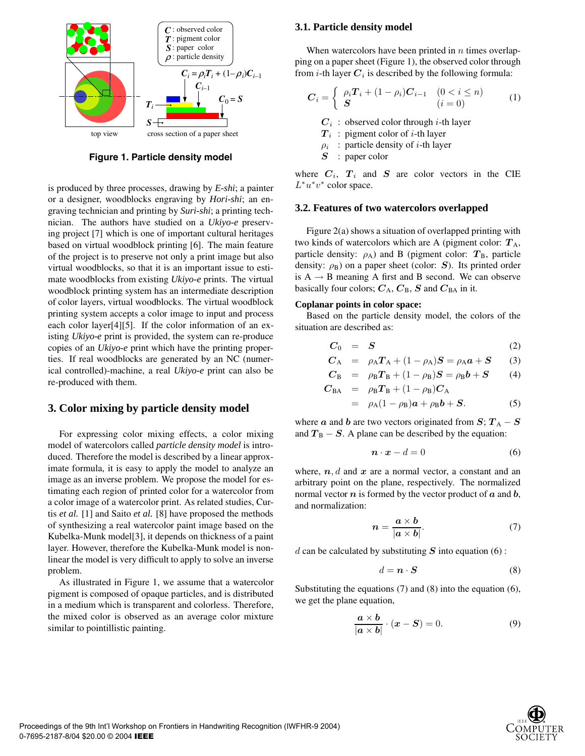Figure 1. Particle density model

is produced by three processes, drawing by *E-shi*; a painter or a designer, woodblocks engraving by *Hori-shi*; an engraving technician and printing by *Suri-shi*; a printing technician. The authors have studied on a *Ukiyo-e* preserving project [7] which is one of important cultural heritages based on virtual woodblock printing [6]. The main feature of the project is to preserve not only a print image but also virtual woodblocks, so that it is an important issue to estimate woodblocks from existing *Ukiyo-e* prints. The virtual woodblock printing system has an intermediate description of color layers, virtual woodblocks. The virtual woodblock printing system accepts a color image to input and process each color layer[4][5]. If the color information of an existing *Ukiyo-e* print is provided, the system can re-produce copies of an *Ukiyo-e* print which have the printing properties. If real woodblocks are generated by an NC (numerical controlled)-machine, a real *Ukiyo-e* print can also be re-produced with them.

## 3. Color mixing by particle density model

For expressing color mixing effects, a color mixing model of watercolors called *particle density model* is introduced. Therefore the model is described by a linear approximate formula, it is easy to apply the model to analyze an image as an inverse problem. We propose the model for estimating each region of printed color for a watercolor from a color image of a watercolor print. As related studies, Curtis *et al.* [1] and Saito *et al.* [8] have proposed the methods of synthesizing a real watercolor paint image based on the Kubelka-Munk model[3], it depends on thickness of a paint layer. However, therefore the Kubelka-Munk model is nonlinear the model is very difficult to apply to solve an inverse problem.

As illustrated in Figure 1, we assume that a watercolor pigment is composed of opaque particles, and is distributed in a medium which is transparent and colorless. Therefore, the mixed color is observed as an average color mixture similar to pointillistic painting.

### 3.1. Particle density model

When watercolors have been printed in $n$ times overlapping on a paper sheet (Figure 1), the observed color through from $i$-th layer $\boldsymbol{C}_i$ is described by the following formula:

$$\boldsymbol{C}_i = \begin{cases} \rho_i \boldsymbol{T}_i + (1-\rho_i)\boldsymbol{C}_{i-1} & (0 < i \leq n) \\ \boldsymbol{S} & (i = 0) \end{cases} \tag{1}$$

- $\boldsymbol{C}_i$ : observed color through $i$-th layer
- $\boldsymbol{T}_i$ : pigment color of $i$-th layer
- $\rho_i$ : particle density of $i$-th layer
- $\boldsymbol{S}$ : paper color

where $\boldsymbol{C}_i$, $\boldsymbol{T}_i$ and $\boldsymbol{S}$ are color vectors in the CIE $L^*u^*v^*$ color space.

### 3.2. Features of two watercolors overlapped

Figure 2(a) shows a situation of overlapped printing with two kinds of watercolors which are A (pigment color: $\boldsymbol{T}_{\mathrm{A}}$, particle density: $\rho_{\mathrm{A}}$) and B (pigment color: $\boldsymbol{T}_{\mathrm{B}}$, particle density: $\rho_{\mathrm{B}}$) on a paper sheet (color: $\boldsymbol{S}$). Its printed order is A $\rightarrow$ B meaning A first and B second. We can observe basically four colors; $\boldsymbol{C}_{\mathrm{A}}$, $\boldsymbol{C}_{\mathrm{B}}$, $\boldsymbol{S}$ and $\boldsymbol{C}_{\mathrm{BA}}$ in it.

**Coplanar points in color space:**

Based on the particle density model, the colors of the situation are described as:

$$\boldsymbol{C}_0 = \boldsymbol{S} \tag{2}$$

$$\boldsymbol{C}_{\mathrm{A}} = \rho_{\mathrm{A}}\boldsymbol{T}_{\mathrm{A}} + (1-\rho_{\mathrm{A}})\boldsymbol{S} = \rho_{\mathrm{A}}\boldsymbol{a} + \boldsymbol{S} \tag{3}$$

$$\boldsymbol{C}_{\mathrm{B}} = \rho_{\mathrm{B}}\boldsymbol{T}_{\mathrm{B}} + (1-\rho_{\mathrm{B}})\boldsymbol{S} = \rho_{\mathrm{B}}\boldsymbol{b} + \boldsymbol{S} \tag{4}$$

$$\begin{aligned} \boldsymbol{C}_{\mathrm{BA}} &= \rho_{\mathrm{B}}\boldsymbol{T}_{\mathrm{B}} + (1-\rho_{\mathrm{B}})\boldsymbol{C}_{\mathrm{A}} \\ &= \rho_{\mathrm{A}}(1-\rho_{\mathrm{B}})\boldsymbol{a} + \rho_{\mathrm{B}}\boldsymbol{b} + \boldsymbol{S}. \end{aligned} \tag{5}$$

where $\boldsymbol{a}$ and $\boldsymbol{b}$ are two vectors originated from $\boldsymbol{S}$; $\boldsymbol{T}_{\mathrm{A}} - \boldsymbol{S}$ and $\boldsymbol{T}_{\mathrm{B}} - \boldsymbol{S}$. A plane can be described by the equation:

$$\boldsymbol{n} \cdot \boldsymbol{x} - d = 0 \tag{6}$$

where, $\boldsymbol{n}, d$ and $\boldsymbol{x}$ are a normal vector, a constant and an arbitrary point on the plane, respectively. The normalized normal vector $\boldsymbol{n}$ is formed by the vector product of $\boldsymbol{a}$ and $\boldsymbol{b}$, and normalization:

$$\boldsymbol{n} = \frac{\boldsymbol{a} \times \boldsymbol{b}}{|\boldsymbol{a} \times \boldsymbol{b}|}. \tag{7}$$

$d$ can be calculated by substituting $\boldsymbol{S}$ into equation (6) :

$$d = \boldsymbol{n} \cdot \boldsymbol{S} \tag{8}$$

Substituting the equations (7) and (8) into the equation (6), we get the plane equation,

$$\frac{\boldsymbol{a} \times \boldsymbol{b}}{|\boldsymbol{a} \times \boldsymbol{b}|} \cdot (\boldsymbol{x} - \boldsymbol{S}) = 0. \tag{9}$$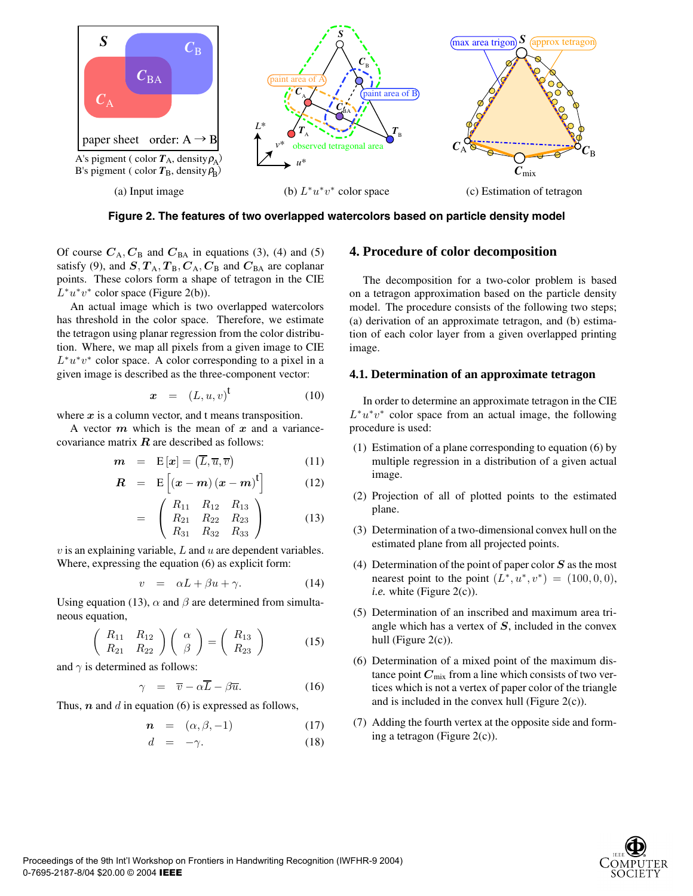(a) Input image

(b) $L^*u^*v^*$ color space

(c) Estimation of tetragon

**Figure 2. The features of two overlapped watercolors based on particle density model**

Of course $\boldsymbol{C}_\mathrm{A}, \boldsymbol{C}_\mathrm{B}$ and $\boldsymbol{C}_\mathrm{BA}$ in equations (3), (4) and (5) satisfy (9), and $\boldsymbol{S}, \boldsymbol{T}_\mathrm{A}, \boldsymbol{T}_\mathrm{B}, \boldsymbol{C}_\mathrm{A}, \boldsymbol{C}_\mathrm{B}$ and $\boldsymbol{C}_\mathrm{BA}$ are coplanar points. These colors form a shape of tetragon in the CIE $L^*u^*v^*$ color space (Figure 2(b)).

An actual image which is two overlapped watercolors has threshold in the color space. Therefore, we estimate the tetragon using planar regression from the color distribution. Where, we map all pixels from a given image to CIE $L^*u^*v^*$ color space. A color corresponding to a pixel in a given image is described as the three-component vector:

$$\boldsymbol{x} \quad = \quad (L, u, v)^\mathrm{t} \tag{10}$$

where $\boldsymbol{x}$ is a column vector, and t means transposition.

A vector $\boldsymbol{m}$ which is the mean of $\boldsymbol{x}$ and a variance-covariance matrix $\boldsymbol{R}$ are described as follows:

$$\boldsymbol{m} \quad = \quad \mathrm{E}\left[\boldsymbol{x}\right] = \left(\overline{L}, \overline{u}, \overline{v}\right) \tag{11}$$

$$\boldsymbol{R} \quad = \quad \mathrm{E}\left[\left(\boldsymbol{x} - \boldsymbol{m}\right)\left(\boldsymbol{x} - \boldsymbol{m}\right)^\mathrm{t}\right] \tag{12}$$

$$= \quad \begin{pmatrix} R_{11} & R_{12} & R_{13} \\ R_{21} & R_{22} & R_{23} \\ R_{31} & R_{32} & R_{33} \end{pmatrix} \tag{13}$$

$v$ is an explaining variable, $L$ and $u$ are dependent variables. Where, expressing the equation (6) as explicit form:

$$v \quad = \quad \alpha L + \beta u + \gamma. \tag{14}$$

Using equation (13), $\alpha$ and $\beta$ are determined from simultaneous equation,

$$\begin{pmatrix} R_{11} & R_{12} \\ R_{21} & R_{22} \end{pmatrix} \begin{pmatrix} \alpha \\ \beta \end{pmatrix} = \begin{pmatrix} R_{13} \\ R_{23} \end{pmatrix} \tag{15}$$

and $\gamma$ is determined as follows:

$$\gamma \quad = \quad \overline{v} - \alpha \overline{L} - \beta \overline{u}. \tag{16}$$

Thus, $\boldsymbol{n}$ and $d$ in equation (6) is expressed as follows,

$$\boldsymbol{n} \quad = \quad (\alpha, \beta, -1) \tag{17}$$

$$d \quad = \quad -\gamma. \tag{18}$$

## 4. Procedure of color decomposition

The decomposition for a two-color problem is based on a tetragon approximation based on the particle density model. The procedure consists of the following two steps; (a) derivation of an approximate tetragon, and (b) estimation of each color layer from a given overlapped printing image.

### 4.1. Determination of an approximate tetragon

In order to determine an approximate tetragon in the CIE $L^*u^*v^*$ color space from an actual image, the following procedure is used:

(1) Estimation of a plane corresponding to equation (6) by multiple regression in a distribution of a given actual image.

(2) Projection of all of plotted points to the estimated plane.

(3) Determination of a two-dimensional convex hull on the estimated plane from all projected points.

(4) Determination of the point of paper color $\boldsymbol{S}$ as the most nearest point to the point $(L^*, u^*, v^*) = (100, 0, 0)$, *i.e.* white (Figure 2(c)).

(5) Determination of an inscribed and maximum area triangle which has a vertex of $\boldsymbol{S}$, included in the convex hull (Figure 2(c)).

(6) Determination of a mixed point of the maximum distance point $\boldsymbol{C}_\mathrm{mix}$ from a line which consists of two vertices which is not a vertex of paper color of the triangle and is included in the convex hull (Figure 2(c)).

(7) Adding the fourth vertex at the opposite side and forming a tetragon (Figure 2(c)).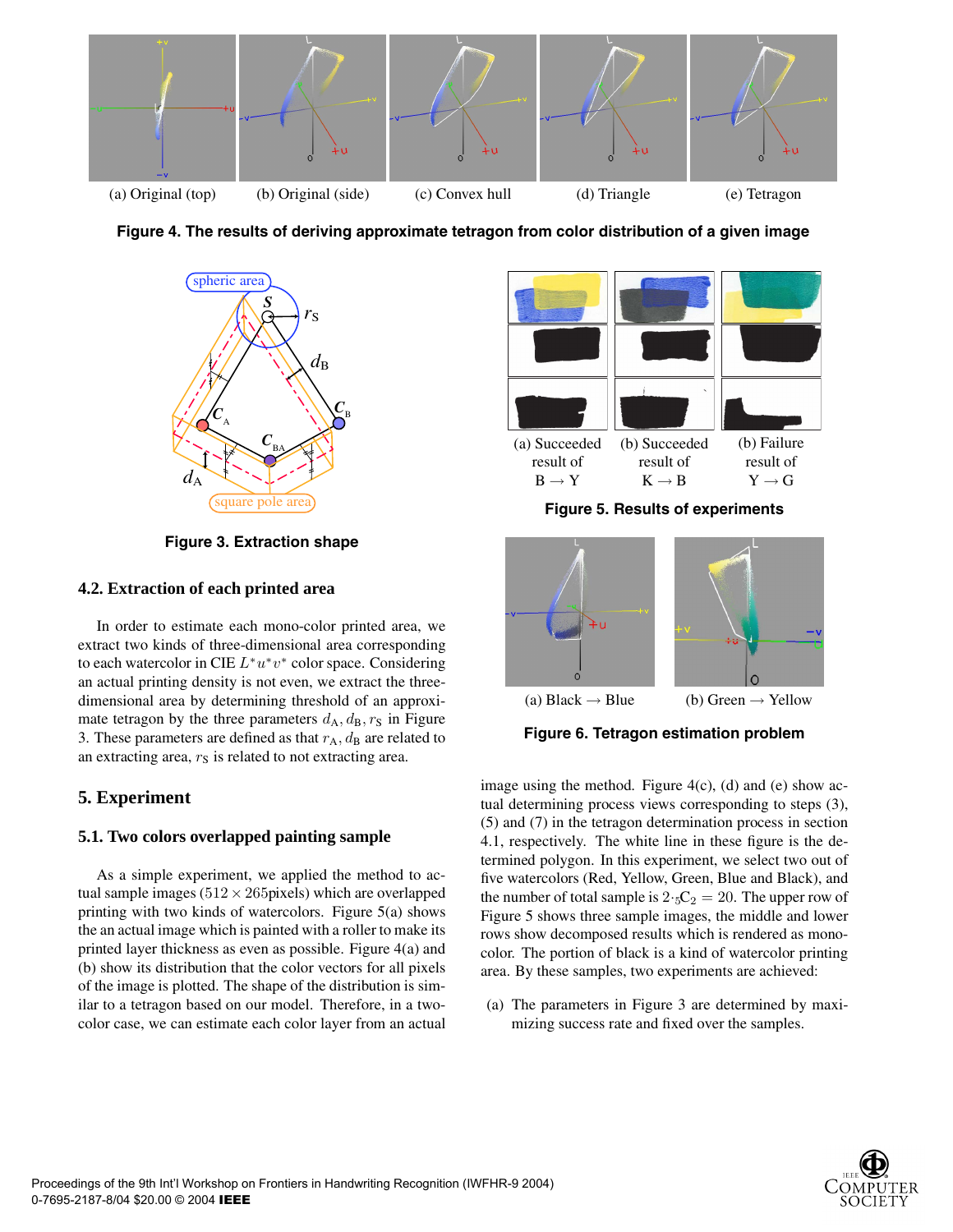(a) Original (top) (b) Original (side) (c) Convex hull (d) Triangle (e) Tetragon

**Figure 4. The results of deriving approximate tetragon from color distribution of a given image**

**Figure 3. Extraction shape**

(a) Succeeded result of B → Y (b) Succeeded result of K → B (b) Failure result of Y → G

**Figure 5. Results of experiments**

(a) Black → Blue (b) Green → Yellow

**Figure 6. Tetragon estimation problem**

### 4.2. Extraction of each printed area

In order to estimate each mono-color printed area, we extract two kinds of three-dimensional area corresponding to each watercolor in CIE $L^*u^*v^*$ color space. Considering an actual printing density is not even, we extract the three-dimensional area by determining threshold of an approximate tetragon by the three parameters $d_{\mathrm{A}}, d_{\mathrm{B}}, r_{\mathrm{S}}$ in Figure 3. These parameters are defined as that $r_{\mathrm{A}}, d_{\mathrm{B}}$ are related to an extracting area, $r_{\mathrm{S}}$ is related to not extracting area.

## 5. Experiment

### 5.1. Two colors overlapped painting sample

As a simple experiment, we applied the method to actual sample images ($512 \times 265$pixels) which are overlapped printing with two kinds of watercolors. Figure 5(a) shows the an actual image which is painted with a roller to make its printed layer thickness as even as possible. Figure 4(a) and (b) show its distribution that the color vectors for all pixels of the image is plotted. The shape of the distribution is similar to a tetragon based on our model. Therefore, in a two-color case, we can estimate each color layer from an actual image using the method. Figure 4(c), (d) and (e) show actual determining process views corresponding to steps (3), (5) and (7) in the tetragon determination process in section 4.1, respectively. The white line in these figure is the determined polygon. In this experiment, we select two out of five watercolors (Red, Yellow, Green, Blue and Black), and the number of total sample is $2 \cdot {}_5\mathrm{C}_2 = 20$. The upper row of Figure 5 shows three sample images, the middle and lower rows show decomposed results which is rendered as monocolor. The portion of black is a kind of watercolor printing area. By these samples, two experiments are achieved:

(a) The parameters in Figure 3 are determined by maximizing success rate and fixed over the samples.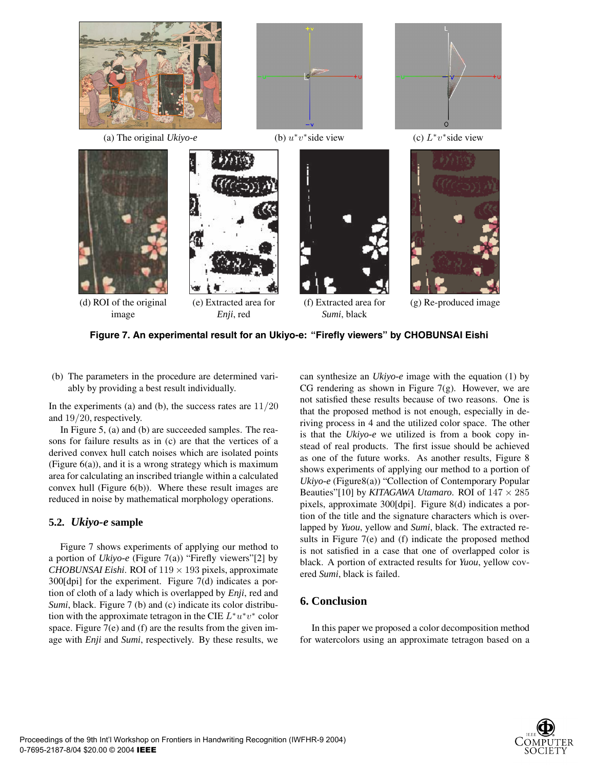(a) The original *Ukiyo-e*

(b) $u^*v^*$side view

(c) $L^*v^*$side view

(d) ROI of the original image

(e) Extracted area for *Enji*, red

(f) Extracted area for *Sumi*, black

(g) Re-produced image

**Figure 7. An experimental result for an Ukiyo-e: "Firefly viewers" by CHOBUNSAI Eishi**

(b) The parameters in the procedure are determined variably by providing a best result individually.

In the experiments (a) and (b), the success rates are $11/20$ and $19/20$, respectively.

In Figure 5, (a) and (b) are succeeded samples. The reasons for failure results as in (c) are that the vertices of a derived convex hull catch noises which are isolated points (Figure 6(a)), and it is a wrong strategy which is maximum area for calculating an inscribed triangle within a calculated convex hull (Figure 6(b)). Where these result images are reduced in noise by mathematical morphology operations.

### 5.2. *Ukiyo-e* sample

Figure 7 shows experiments of applying our method to a portion of *Ukiyo-e* (Figure 7(a)) "Firefly viewers"[2] by *CHOBUNSAI Eishi*. ROI of $119 \times 193$ pixels, approximate 300[dpi] for the experiment. Figure 7(d) indicates a portion of cloth of a lady which is overlapped by *Enji*, red and *Sumi*, black. Figure 7 (b) and (c) indicate its color distribution with the approximate tetragon in the CIE $L^*u^*v^*$ color space. Figure 7(e) and (f) are the results from the given image with *Enji* and *Sumi*, respectively. By these results, we can synthesize an *Ukiyo-e* image with the equation (1) by CG rendering as shown in Figure 7(g). However, we are not satisfied these results because of two reasons. One is that the proposed method is not enough, especially in deriving process in 4 and the utilized color space. The other is that the *Ukiyo-e* we utilized is from a book copy instead of real products. The first issue should be achieved as one of the future works. As another results, Figure 8 shows experiments of applying our method to a portion of *Ukiyo-e* (Figure8(a)) "Collection of Contemporary Popular Beauties"[10] by *KITAGAWA Utamaro*. ROI of $147 \times 285$ pixels, approximate 300[dpi]. Figure 8(d) indicates a portion of the title and the signature characters which is overlapped by *Yuou*, yellow and *Sumi*, black. The extracted results in Figure 7(e) and (f) indicate the proposed method is not satisfied in a case that one of overlapped color is black. A portion of extracted results for *Yuou*, yellow covered *Sumi*, black is failed.

## 6. Conclusion

In this paper we proposed a color decomposition method for watercolors using an approximate tetragon based on a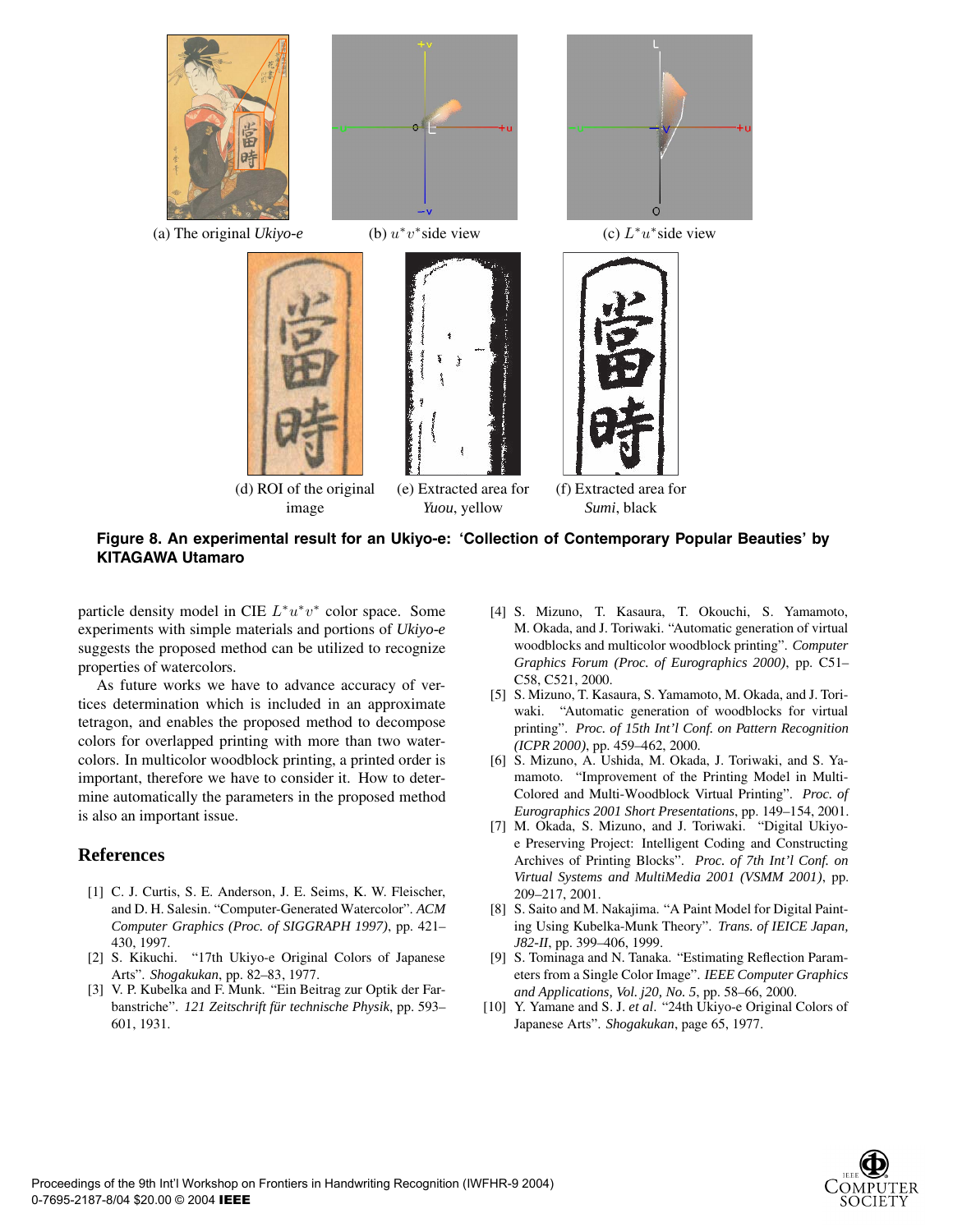(a) The original *Ukiyo-e*

(b) $u^*v^*$side view

(c) $L^*u^*$side view

(d) ROI of the original image

(e) Extracted area for *Yuou*, yellow

(f) Extracted area for *Sumi*, black

**Figure 8. An experimental result for an Ukiyo-e: 'Collection of Contemporary Popular Beauties' by KITAGAWA Utamaro**

particle density model in CIE $L^*u^*v^*$ color space. Some experiments with simple materials and portions of *Ukiyo-e* suggests the proposed method can be utilized to recognize properties of watercolors.

As future works we have to advance accuracy of vertices determination which is included in an approximate tetragon, and enables the proposed method to decompose colors for overlapped printing with more than two watercolors. In multicolor woodblock printing, a printed order is important, therefore we have to consider it. How to determine automatically the parameters in the proposed method is also an important issue.

## References

[1] C. J. Curtis, S. E. Anderson, J. E. Seims, K. W. Fleischer, and D. H. Salesin. "Computer-Generated Watercolor". *ACM Computer Graphics (Proc. of SIGGRAPH 1997)*, pp. 421–430, 1997.

[2] S. Kikuchi. "17th Ukiyo-e Original Colors of Japanese Arts". *Shogakukan*, pp. 82–83, 1977.

[3] V. P. Kubelka and F. Munk. "Ein Beitrag zur Optik der Farbanstriche". *121 Zeitschrift für technische Physik*, pp. 593–601, 1931.

[4] S. Mizuno, T. Kasaura, T. Okouchi, S. Yamamoto, M. Okada, and J. Toriwaki. "Automatic generation of virtual woodblocks and multicolor woodblock printing". *Computer Graphics Forum (Proc. of Eurographics 2000)*, pp. C51–C58, C521, 2000.

[5] S. Mizuno, T. Kasaura, S. Yamamoto, M. Okada, and J. Toriwaki. "Automatic generation of woodblocks for virtual printing". *Proc. of 15th Int'l Conf. on Pattern Recognition (ICPR 2000)*, pp. 459–462, 2000.

[6] S. Mizuno, A. Ushida, M. Okada, J. Toriwaki, and S. Yamamoto. "Improvement of the Printing Model in Multi-Colored and Multi-Woodblock Virtual Printing". *Proc. of Eurographics 2001 Short Presentations*, pp. 149–154, 2001.

[7] M. Okada, S. Mizuno, and J. Toriwaki. "Digital Ukiyo-e Preserving Project: Intelligent Coding and Constructing Archives of Printing Blocks". *Proc. of 7th Int'l Conf. on Virtual Systems and MultiMedia 2001 (VSMM 2001)*, pp. 209–217, 2001.

[8] S. Saito and M. Nakajima. "A Paint Model for Digital Painting Using Kubelka-Munk Theory". *Trans. of IEICE Japan, J82-II*, pp. 399–406, 1999.

[9] S. Tominaga and N. Tanaka. "Estimating Reflection Parameters from a Single Color Image". *IEEE Computer Graphics and Applications, Vol. j20, No. 5*, pp. 58–66, 2000.

[10] Y. Yamane and S. J. *et al*. "24th Ukiyo-e Original Colors of Japanese Arts". *Shogakukan*, page 65, 1977.